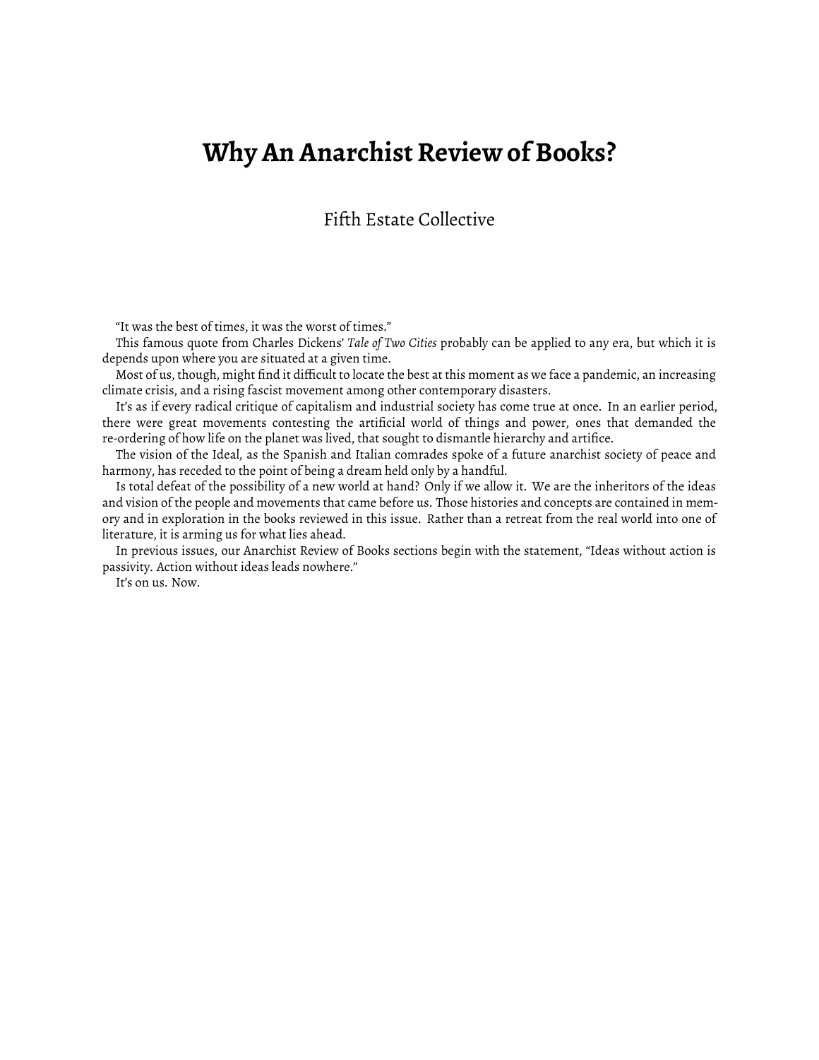# Why An Anarchist Review of Books?

Fifth Estate Collective

"It was the best of times, it was the worst of times."

This famous quote from Charles Dickens' *Tale of Two Cities* probably can be applied to any era, but which it is depends upon where you are situated at a given time.

Most of us, though, might find it difficult to locate the best at this moment as we face a pandemic, an increasing climate crisis, and a rising fascist movement among other contemporary disasters.

It's as if every radical critique of capitalism and industrial society has come true at once. In an earlier period, there were great movements contesting the artificial world of things and power, ones that demanded the re-ordering of how life on the planet was lived, that sought to dismantle hierarchy and artifice.

The vision of the Ideal, as the Spanish and Italian comrades spoke of a future anarchist society of peace and harmony, has receded to the point of being a dream held only by a handful.

Is total defeat of the possibility of a new world at hand? Only if we allow it. We are the inheritors of the ideas and vision of the people and movements that came before us. Those histories and concepts are contained in memory and in exploration in the books reviewed in this issue. Rather than a retreat from the real world into one of literature, it is arming us for what lies ahead.

In previous issues, our Anarchist Review of Books sections begin with the statement, "Ideas without action is passivity. Action without ideas leads nowhere."

It's on us. Now.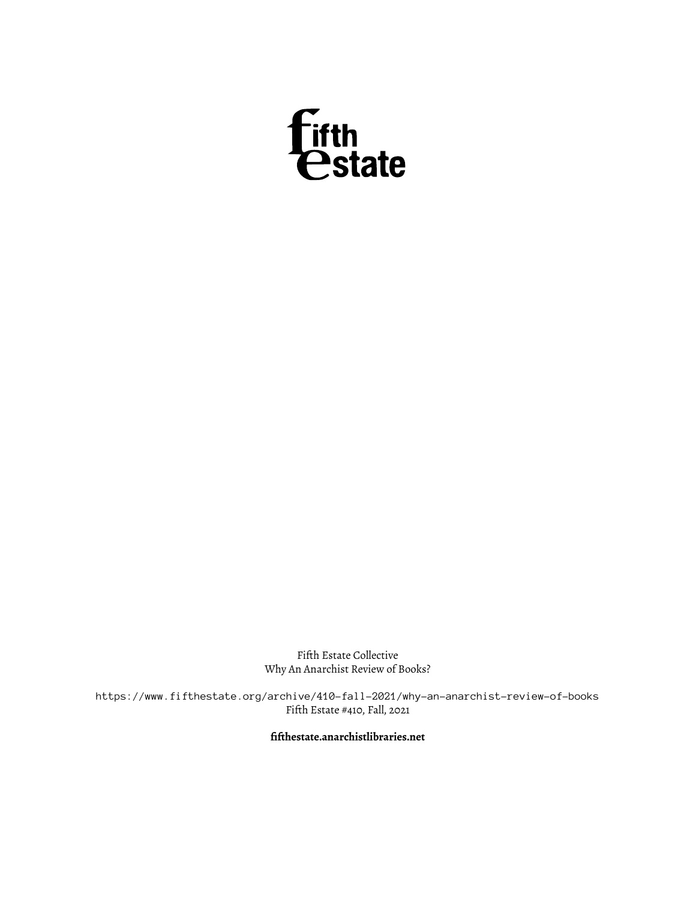Fifth Estate

Fifth Estate Collective
Why An Anarchist Review of Books?

https://www.fifthestate.org/archive/410-fall-2021/why-an-anarchist-review-of-books
Fifth Estate #410, Fall, 2021

**fifthestate.anarchistlibraries.net**